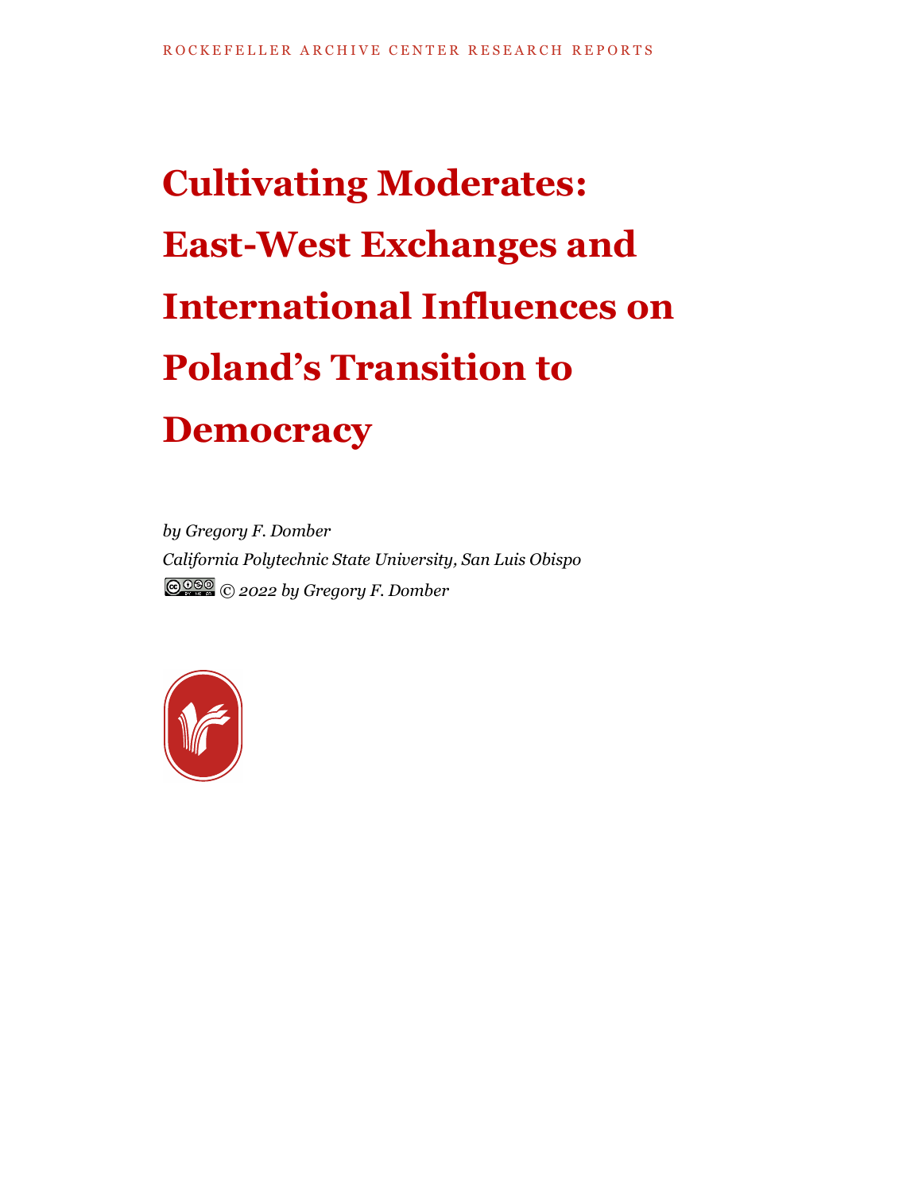ROCKEFELLER ARCHIVE CENTER RESEARCH REPORTS

# Cultivating Moderates: East-West Exchanges and International Influences on Poland's Transition to Democracy

*by Gregory F. Domber*

*California Polytechnic State University, San Luis Obispo*

*© 2022 by Gregory F. Domber*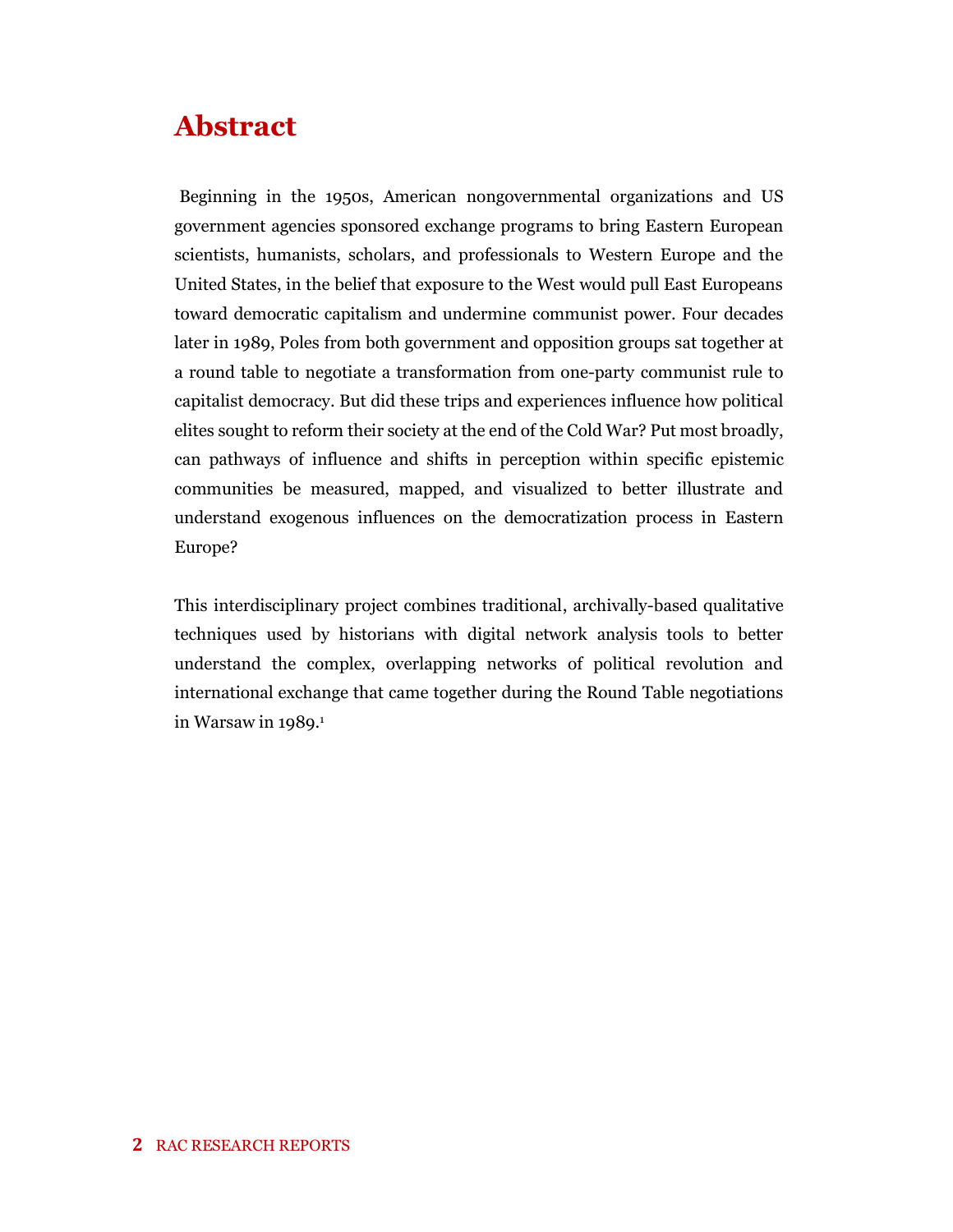# Abstract

Beginning in the 1950s, American nongovernmental organizations and US government agencies sponsored exchange programs to bring Eastern European scientists, humanists, scholars, and professionals to Western Europe and the United States, in the belief that exposure to the West would pull East Europeans toward democratic capitalism and undermine communist power. Four decades later in 1989, Poles from both government and opposition groups sat together at a round table to negotiate a transformation from one-party communist rule to capitalist democracy. But did these trips and experiences influence how political elites sought to reform their society at the end of the Cold War? Put most broadly, can pathways of influence and shifts in perception within specific epistemic communities be measured, mapped, and visualized to better illustrate and understand exogenous influences on the democratization process in Eastern Europe?

This interdisciplinary project combines traditional, archivally-based qualitative techniques used by historians with digital network analysis tools to better understand the complex, overlapping networks of political revolution and international exchange that came together during the Round Table negotiations in Warsaw in 1989.[1]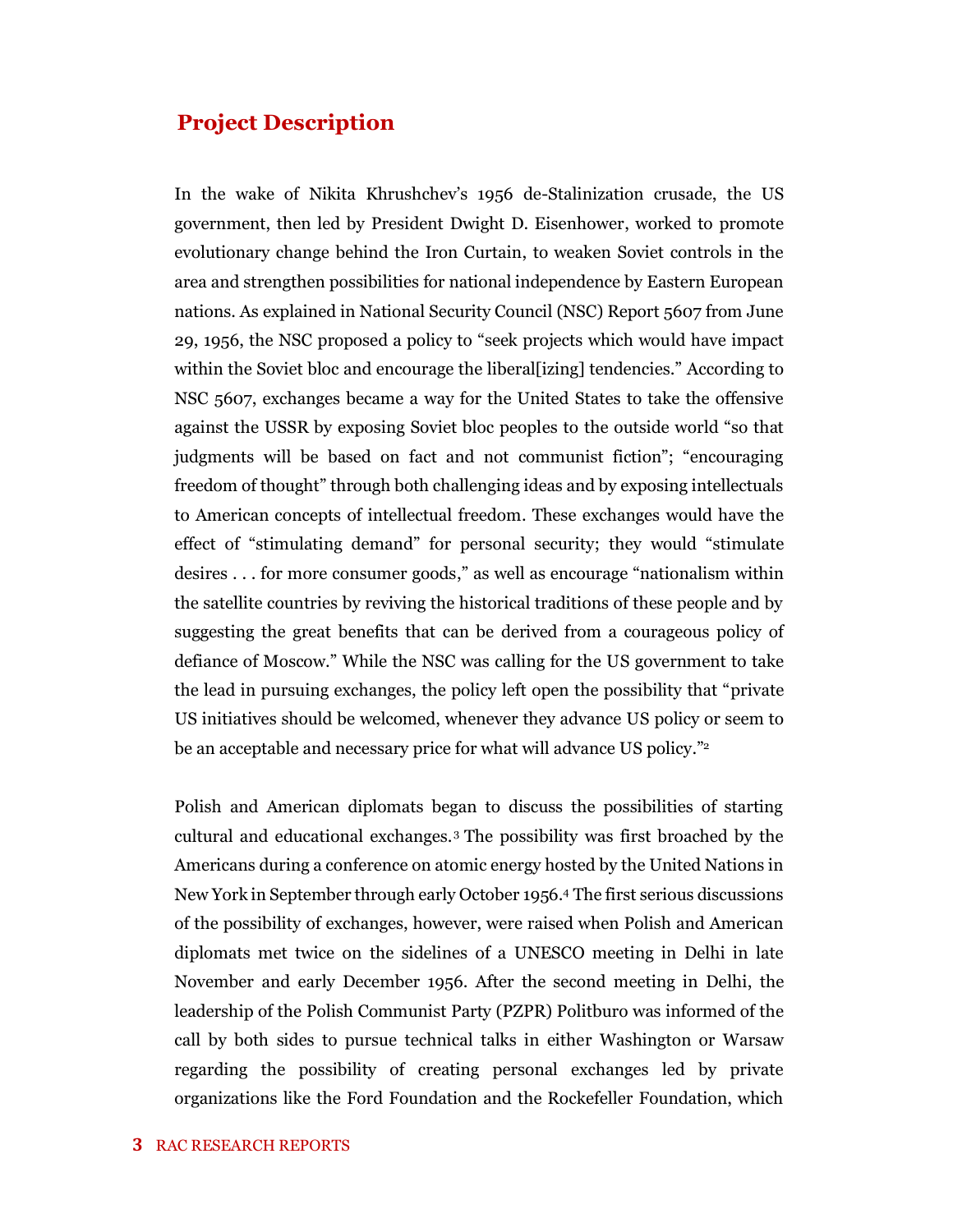## Project Description

In the wake of Nikita Khrushchev's 1956 de-Stalinization crusade, the US government, then led by President Dwight D. Eisenhower, worked to promote evolutionary change behind the Iron Curtain, to weaken Soviet controls in the area and strengthen possibilities for national independence by Eastern European nations. As explained in National Security Council (NSC) Report 5607 from June 29, 1956, the NSC proposed a policy to "seek projects which would have impact within the Soviet bloc and encourage the liberal[izing] tendencies." According to NSC 5607, exchanges became a way for the United States to take the offensive against the USSR by exposing Soviet bloc peoples to the outside world "so that judgments will be based on fact and not communist fiction"; "encouraging freedom of thought" through both challenging ideas and by exposing intellectuals to American concepts of intellectual freedom. These exchanges would have the effect of "stimulating demand" for personal security; they would "stimulate desires . . . for more consumer goods," as well as encourage "nationalism within the satellite countries by reviving the historical traditions of these people and by suggesting the great benefits that can be derived from a courageous policy of defiance of Moscow." While the NSC was calling for the US government to take the lead in pursuing exchanges, the policy left open the possibility that "private US initiatives should be welcomed, whenever they advance US policy or seem to be an acceptable and necessary price for what will advance US policy."[2]

Polish and American diplomats began to discuss the possibilities of starting cultural and educational exchanges.[3] The possibility was first broached by the Americans during a conference on atomic energy hosted by the United Nations in New York in September through early October 1956.[4] The first serious discussions of the possibility of exchanges, however, were raised when Polish and American diplomats met twice on the sidelines of a UNESCO meeting in Delhi in late November and early December 1956. After the second meeting in Delhi, the leadership of the Polish Communist Party (PZPR) Politburo was informed of the call by both sides to pursue technical talks in either Washington or Warsaw regarding the possibility of creating personal exchanges led by private organizations like the Ford Foundation and the Rockefeller Foundation, which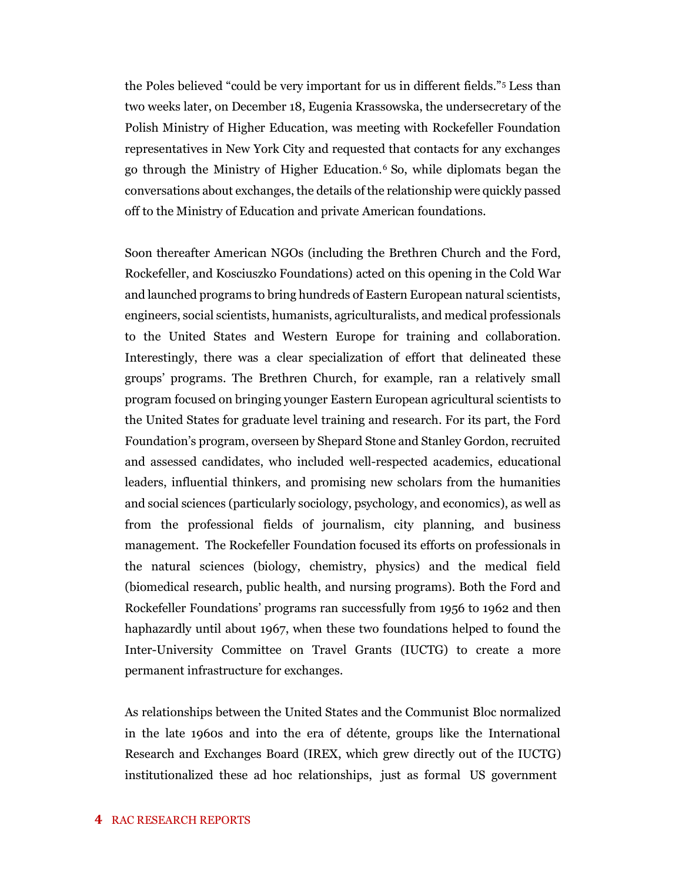the Poles believed "could be very important for us in different fields."[5] Less than two weeks later, on December 18, Eugenia Krassowska, the undersecretary of the Polish Ministry of Higher Education, was meeting with Rockefeller Foundation representatives in New York City and requested that contacts for any exchanges go through the Ministry of Higher Education.[6] So, while diplomats began the conversations about exchanges, the details of the relationship were quickly passed off to the Ministry of Education and private American foundations.

Soon thereafter American NGOs (including the Brethren Church and the Ford, Rockefeller, and Kosciuszko Foundations) acted on this opening in the Cold War and launched programs to bring hundreds of Eastern European natural scientists, engineers, social scientists, humanists, agriculturalists, and medical professionals to the United States and Western Europe for training and collaboration. Interestingly, there was a clear specialization of effort that delineated these groups' programs. The Brethren Church, for example, ran a relatively small program focused on bringing younger Eastern European agricultural scientists to the United States for graduate level training and research. For its part, the Ford Foundation's program, overseen by Shepard Stone and Stanley Gordon, recruited and assessed candidates, who included well-respected academics, educational leaders, influential thinkers, and promising new scholars from the humanities and social sciences (particularly sociology, psychology, and economics), as well as from the professional fields of journalism, city planning, and business management. The Rockefeller Foundation focused its efforts on professionals in the natural sciences (biology, chemistry, physics) and the medical field (biomedical research, public health, and nursing programs). Both the Ford and Rockefeller Foundations' programs ran successfully from 1956 to 1962 and then haphazardly until about 1967, when these two foundations helped to found the Inter-University Committee on Travel Grants (IUCTG) to create a more permanent infrastructure for exchanges.

As relationships between the United States and the Communist Bloc normalized in the late 1960s and into the era of détente, groups like the International Research and Exchanges Board (IREX, which grew directly out of the IUCTG) institutionalized these ad hoc relationships, just as formal US government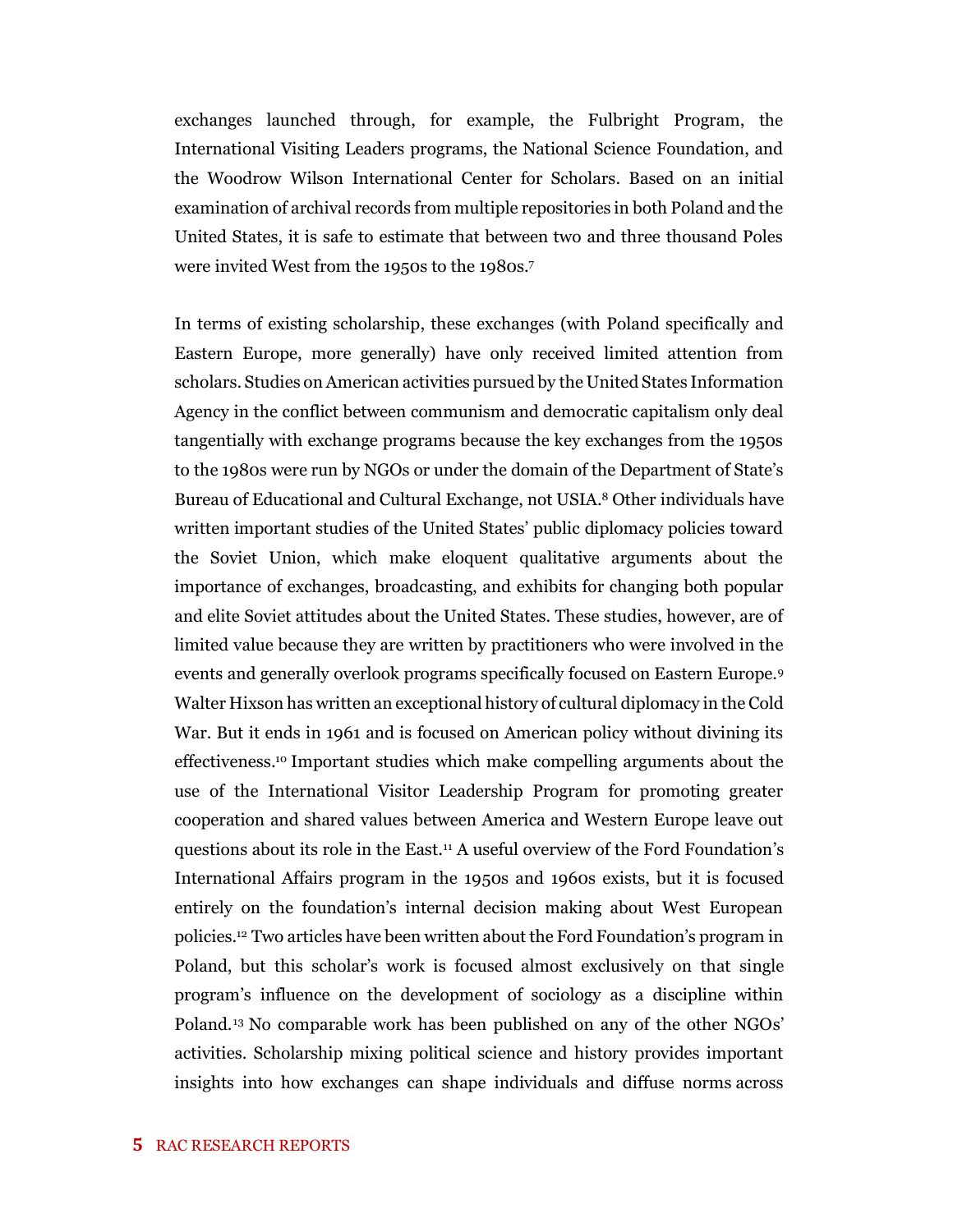exchanges launched through, for example, the Fulbright Program, the International Visiting Leaders programs, the National Science Foundation, and the Woodrow Wilson International Center for Scholars. Based on an initial examination of archival records from multiple repositories in both Poland and the United States, it is safe to estimate that between two and three thousand Poles were invited West from the 1950s to the 1980s.[7]

In terms of existing scholarship, these exchanges (with Poland specifically and Eastern Europe, more generally) have only received limited attention from scholars. Studies on American activities pursued by the United States Information Agency in the conflict between communism and democratic capitalism only deal tangentially with exchange programs because the key exchanges from the 1950s to the 1980s were run by NGOs or under the domain of the Department of State's Bureau of Educational and Cultural Exchange, not USIA.[8] Other individuals have written important studies of the United States' public diplomacy policies toward the Soviet Union, which make eloquent qualitative arguments about the importance of exchanges, broadcasting, and exhibits for changing both popular and elite Soviet attitudes about the United States. These studies, however, are of limited value because they are written by practitioners who were involved in the events and generally overlook programs specifically focused on Eastern Europe.[9] Walter Hixson has written an exceptional history of cultural diplomacy in the Cold War. But it ends in 1961 and is focused on American policy without divining its effectiveness.[10] Important studies which make compelling arguments about the use of the International Visitor Leadership Program for promoting greater cooperation and shared values between America and Western Europe leave out questions about its role in the East.[11] A useful overview of the Ford Foundation's International Affairs program in the 1950s and 1960s exists, but it is focused entirely on the foundation's internal decision making about West European policies.[12] Two articles have been written about the Ford Foundation's program in Poland, but this scholar's work is focused almost exclusively on that single program's influence on the development of sociology as a discipline within Poland.[13] No comparable work has been published on any of the other NGOs' activities. Scholarship mixing political science and history provides important insights into how exchanges can shape individuals and diffuse norms across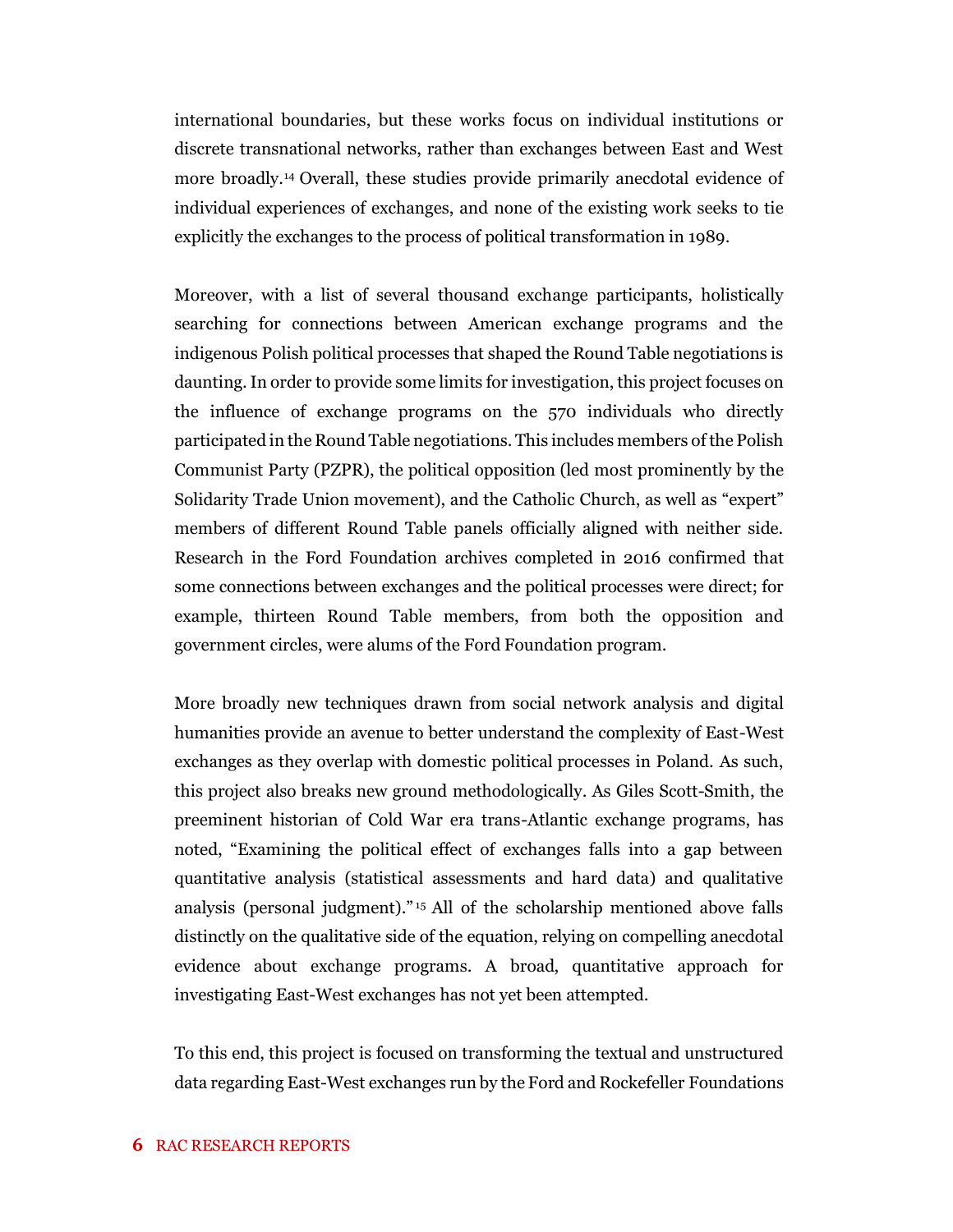international boundaries, but these works focus on individual institutions or discrete transnational networks, rather than exchanges between East and West more broadly.[14] Overall, these studies provide primarily anecdotal evidence of individual experiences of exchanges, and none of the existing work seeks to tie explicitly the exchanges to the process of political transformation in 1989.

Moreover, with a list of several thousand exchange participants, holistically searching for connections between American exchange programs and the indigenous Polish political processes that shaped the Round Table negotiations is daunting. In order to provide some limits for investigation, this project focuses on the influence of exchange programs on the 570 individuals who directly participated in the Round Table negotiations. This includes members of the Polish Communist Party (PZPR), the political opposition (led most prominently by the Solidarity Trade Union movement), and the Catholic Church, as well as "expert" members of different Round Table panels officially aligned with neither side. Research in the Ford Foundation archives completed in 2016 confirmed that some connections between exchanges and the political processes were direct; for example, thirteen Round Table members, from both the opposition and government circles, were alums of the Ford Foundation program.

More broadly new techniques drawn from social network analysis and digital humanities provide an avenue to better understand the complexity of East-West exchanges as they overlap with domestic political processes in Poland. As such, this project also breaks new ground methodologically. As Giles Scott-Smith, the preeminent historian of Cold War era trans-Atlantic exchange programs, has noted, "Examining the political effect of exchanges falls into a gap between quantitative analysis (statistical assessments and hard data) and qualitative analysis (personal judgment)."[15] All of the scholarship mentioned above falls distinctly on the qualitative side of the equation, relying on compelling anecdotal evidence about exchange programs. A broad, quantitative approach for investigating East-West exchanges has not yet been attempted.

To this end, this project is focused on transforming the textual and unstructured data regarding East-West exchanges run by the Ford and Rockefeller Foundations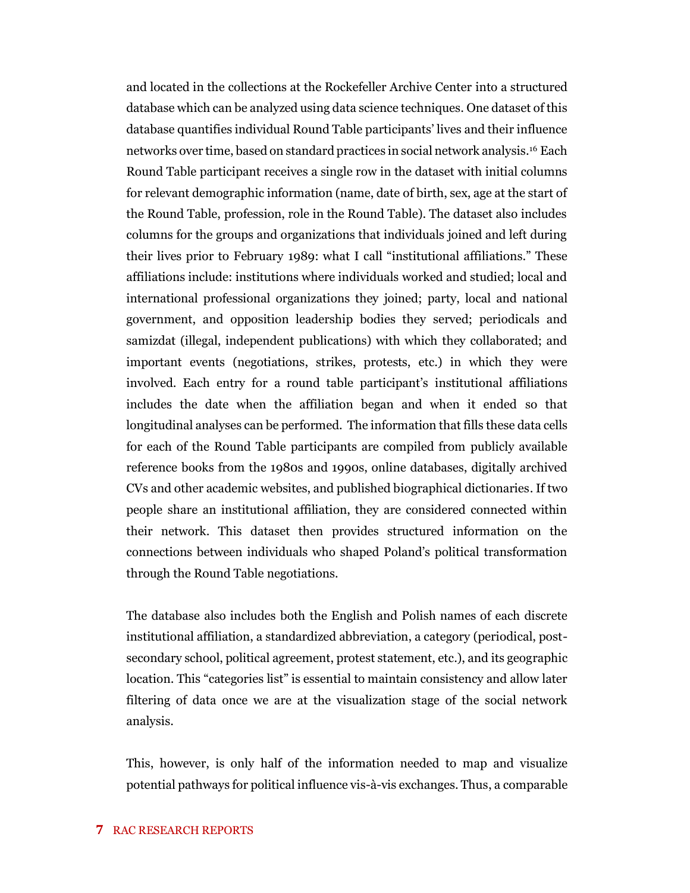and located in the collections at the Rockefeller Archive Center into a structured database which can be analyzed using data science techniques. One dataset of this database quantifies individual Round Table participants' lives and their influence networks over time, based on standard practices in social network analysis.[16] Each Round Table participant receives a single row in the dataset with initial columns for relevant demographic information (name, date of birth, sex, age at the start of the Round Table, profession, role in the Round Table). The dataset also includes columns for the groups and organizations that individuals joined and left during their lives prior to February 1989: what I call "institutional affiliations." These affiliations include: institutions where individuals worked and studied; local and international professional organizations they joined; party, local and national government, and opposition leadership bodies they served; periodicals and samizdat (illegal, independent publications) with which they collaborated; and important events (negotiations, strikes, protests, etc.) in which they were involved. Each entry for a round table participant's institutional affiliations includes the date when the affiliation began and when it ended so that longitudinal analyses can be performed. The information that fills these data cells for each of the Round Table participants are compiled from publicly available reference books from the 1980s and 1990s, online databases, digitally archived CVs and other academic websites, and published biographical dictionaries. If two people share an institutional affiliation, they are considered connected within their network. This dataset then provides structured information on the connections between individuals who shaped Poland's political transformation through the Round Table negotiations.

The database also includes both the English and Polish names of each discrete institutional affiliation, a standardized abbreviation, a category (periodical, post-secondary school, political agreement, protest statement, etc.), and its geographic location. This "categories list" is essential to maintain consistency and allow later filtering of data once we are at the visualization stage of the social network analysis.

This, however, is only half of the information needed to map and visualize potential pathways for political influence vis-à-vis exchanges. Thus, a comparable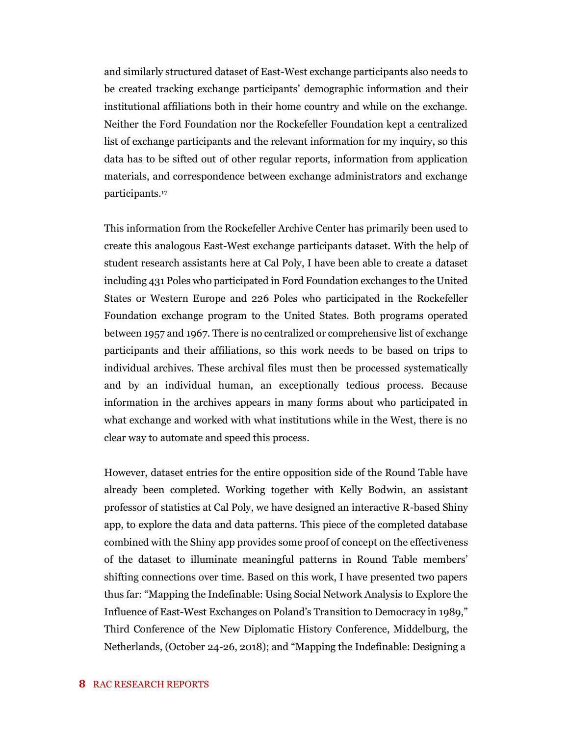and similarly structured dataset of East-West exchange participants also needs to be created tracking exchange participants' demographic information and their institutional affiliations both in their home country and while on the exchange. Neither the Ford Foundation nor the Rockefeller Foundation kept a centralized list of exchange participants and the relevant information for my inquiry, so this data has to be sifted out of other regular reports, information from application materials, and correspondence between exchange administrators and exchange participants.[17]

This information from the Rockefeller Archive Center has primarily been used to create this analogous East-West exchange participants dataset. With the help of student research assistants here at Cal Poly, I have been able to create a dataset including 431 Poles who participated in Ford Foundation exchanges to the United States or Western Europe and 226 Poles who participated in the Rockefeller Foundation exchange program to the United States. Both programs operated between 1957 and 1967. There is no centralized or comprehensive list of exchange participants and their affiliations, so this work needs to be based on trips to individual archives. These archival files must then be processed systematically and by an individual human, an exceptionally tedious process. Because information in the archives appears in many forms about who participated in what exchange and worked with what institutions while in the West, there is no clear way to automate and speed this process.

However, dataset entries for the entire opposition side of the Round Table have already been completed. Working together with Kelly Bodwin, an assistant professor of statistics at Cal Poly, we have designed an interactive R-based Shiny app, to explore the data and data patterns. This piece of the completed database combined with the Shiny app provides some proof of concept on the effectiveness of the dataset to illuminate meaningful patterns in Round Table members' shifting connections over time. Based on this work, I have presented two papers thus far: "Mapping the Indefinable: Using Social Network Analysis to Explore the Influence of East-West Exchanges on Poland's Transition to Democracy in 1989," Third Conference of the New Diplomatic History Conference, Middelburg, the Netherlands, (October 24-26, 2018); and "Mapping the Indefinable: Designing a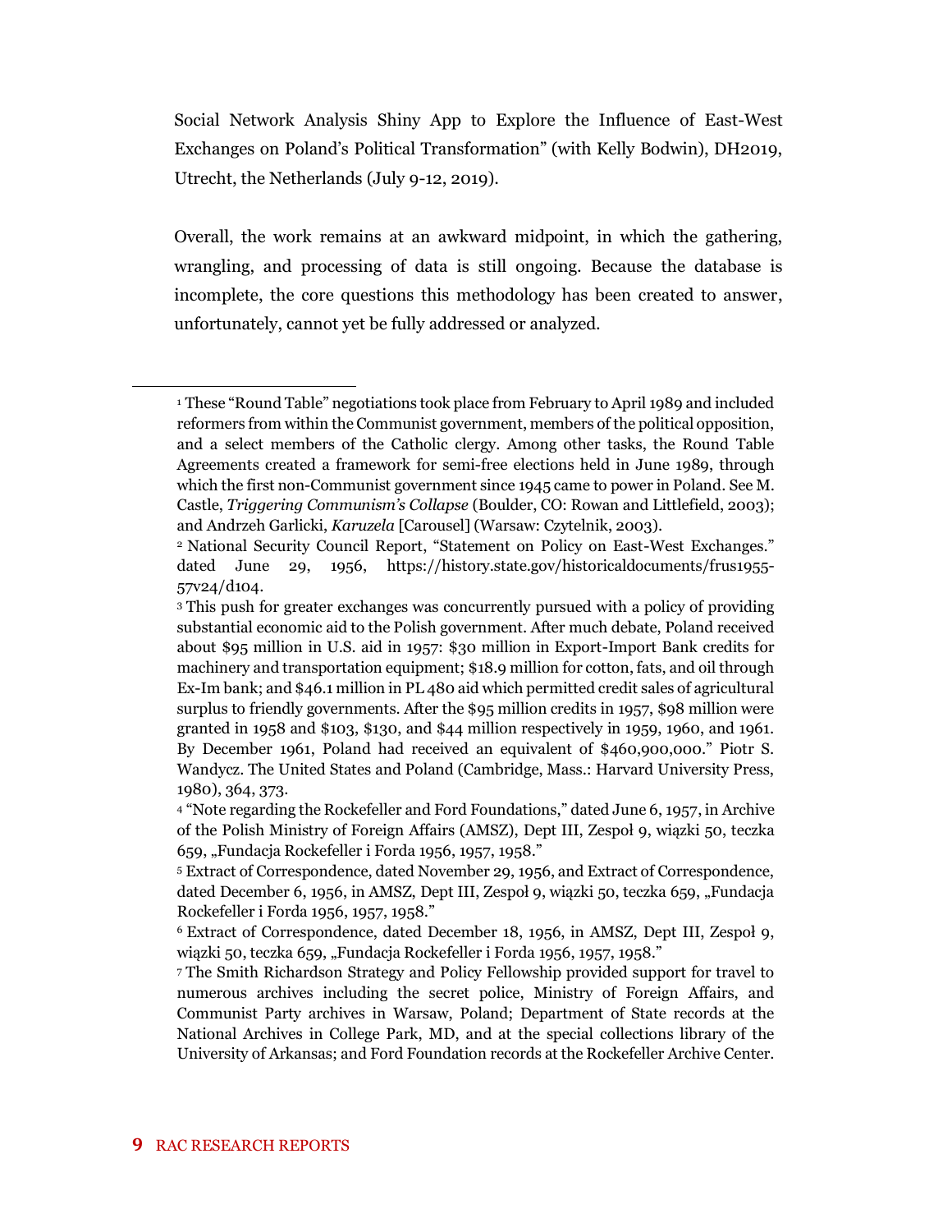Social Network Analysis Shiny App to Explore the Influence of East-West Exchanges on Poland's Political Transformation" (with Kelly Bodwin), DH2019, Utrecht, the Netherlands (July 9-12, 2019).

Overall, the work remains at an awkward midpoint, in which the gathering, wrangling, and processing of data is still ongoing. Because the database is incomplete, the core questions this methodology has been created to answer, unfortunately, cannot yet be fully addressed or analyzed.

---

[1] These "Round Table" negotiations took place from February to April 1989 and included reformers from within the Communist government, members of the political opposition, and a select members of the Catholic clergy. Among other tasks, the Round Table Agreements created a framework for semi-free elections held in June 1989, through which the first non-Communist government since 1945 came to power in Poland. See M. Castle, *Triggering Communism's Collapse* (Boulder, CO: Rowan and Littlefield, 2003); and Andrzeh Garlicki, *Karuzela* [Carousel] (Warsaw: Czytelnik, 2003).

[2] National Security Council Report, "Statement on Policy on East-West Exchanges." dated June 29, 1956, https://history.state.gov/historicaldocuments/frus1955-57v24/d104.

[3] This push for greater exchanges was concurrently pursued with a policy of providing substantial economic aid to the Polish government. After much debate, Poland received about $95 million in U.S. aid in 1957: $30 million in Export-Import Bank credits for machinery and transportation equipment; $18.9 million for cotton, fats, and oil through Ex-Im bank; and $46.1 million in PL 480 aid which permitted credit sales of agricultural surplus to friendly governments. After the $95 million credits in 1957, $98 million were granted in 1958 and $103, $130, and $44 million respectively in 1959, 1960, and 1961. By December 1961, Poland had received an equivalent of $460,900,000." Piotr S. Wandycz. The United States and Poland (Cambridge, Mass.: Harvard University Press, 1980), 364, 373.

[4] "Note regarding the Rockefeller and Ford Foundations," dated June 6, 1957, in Archive of the Polish Ministry of Foreign Affairs (AMSZ), Dept III, Zespoł 9, wiązki 50, teczka 659, „Fundacja Rockefeller i Forda 1956, 1957, 1958."

[5] Extract of Correspondence, dated November 29, 1956, and Extract of Correspondence, dated December 6, 1956, in AMSZ, Dept III, Zespoł 9, wiązki 50, teczka 659, „Fundacja Rockefeller i Forda 1956, 1957, 1958."

[6] Extract of Correspondence, dated December 18, 1956, in AMSZ, Dept III, Zespoł 9, wiązki 50, teczka 659, „Fundacja Rockefeller i Forda 1956, 1957, 1958."

[7] The Smith Richardson Strategy and Policy Fellowship provided support for travel to numerous archives including the secret police, Ministry of Foreign Affairs, and Communist Party archives in Warsaw, Poland; Department of State records at the National Archives in College Park, MD, and at the special collections library of the University of Arkansas; and Ford Foundation records at the Rockefeller Archive Center.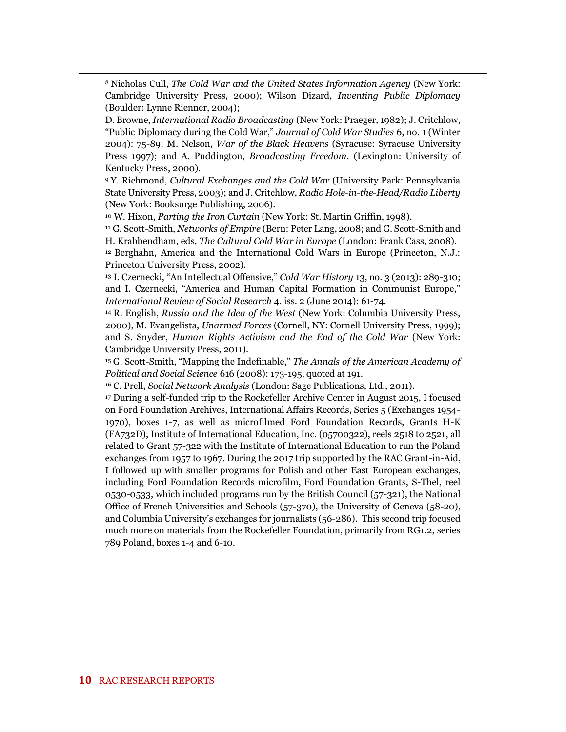[8] Nicholas Cull, *The Cold War and the United States Information Agency* (New York: Cambridge University Press, 2000); Wilson Dizard, *Inventing Public Diplomacy* (Boulder: Lynne Rienner, 2004);

D. Browne, *International Radio Broadcasting* (New York: Praeger, 1982); J. Critchlow, "Public Diplomacy during the Cold War," *Journal of Cold War Studies* 6, no. 1 (Winter 2004): 75-89; M. Nelson, *War of the Black Heavens* (Syracuse: Syracuse University Press 1997); and A. Puddington, *Broadcasting Freedom*. (Lexington: University of Kentucky Press, 2000).

[9] Y. Richmond, *Cultural Exchanges and the Cold War* (University Park: Pennsylvania State University Press, 2003); and J. Critchlow, *Radio Hole-in-the-Head/Radio Liberty* (New York: Booksurge Publishing, 2006).

[10] W. Hixon, *Parting the Iron Curtain* (New York: St. Martin Griffin, 1998).

[11] G. Scott-Smith, *Networks of Empire* (Bern: Peter Lang, 2008; and G. Scott-Smith and H. Krabbendham, eds, *The Cultural Cold War in Europe* (London: Frank Cass, 2008).

[12] Berghahn, America and the International Cold Wars in Europe (Princeton, N.J.: Princeton University Press, 2002).

[13] I. Czernecki, "An Intellectual Offensive," *Cold War History* 13, no. 3 (2013): 289-310; and I. Czernecki, "America and Human Capital Formation in Communist Europe," *International Review of Social Research* 4, iss. 2 (June 2014): 61-74.

[14] R. English, *Russia and the Idea of the West* (New York: Columbia University Press, 2000), M. Evangelista, *Unarmed Forces* (Cornell, NY: Cornell University Press, 1999); and S. Snyder, *Human Rights Activism and the End of the Cold War* (New York: Cambridge University Press, 2011).

[15] G. Scott-Smith, "Mapping the Indefinable," *The Annals of the American Academy of Political and Social Science* 616 (2008): 173-195, quoted at 191.

[16] C. Prell, *Social Network Analysis* (London: Sage Publications, Ltd., 2011).

[17] During a self-funded trip to the Rockefeller Archive Center in August 2015, I focused on Ford Foundation Archives, International Affairs Records, Series 5 (Exchanges 1954-1970), boxes 1-7, as well as microfilmed Ford Foundation Records, Grants H-K (FA732D), Institute of International Education, Inc. (05700322), reels 2518 to 2521, all related to Grant 57-322 with the Institute of International Education to run the Poland exchanges from 1957 to 1967. During the 2017 trip supported by the RAC Grant-in-Aid, I followed up with smaller programs for Polish and other East European exchanges, including Ford Foundation Records microfilm, Ford Foundation Grants, S-Thel, reel 0530-0533, which included programs run by the British Council (57-321), the National Office of French Universities and Schools (57-370), the University of Geneva (58-20), and Columbia University's exchanges for journalists (56-286). This second trip focused much more on materials from the Rockefeller Foundation, primarily from RG1.2, series 789 Poland, boxes 1-4 and 6-10.